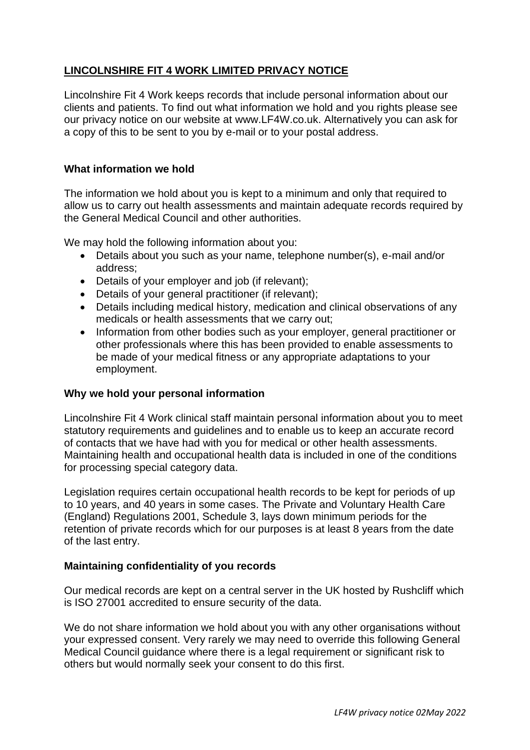# LINCOLNSHIRE FIT 4 WORK LIMITED PRIVACY NOTICE

Lincolnshire Fit 4 Work keeps records that include personal information about our clients and patients. To find out what information we hold and you rights please see our privacy notice on our website at www.LF4W.co.uk. Alternatively you can ask for a copy of this to be sent to you by e-mail or to your postal address.

## What information we hold

The information we hold about you is kept to a minimum and only that required to allow us to carry out health assessments and maintain adequate records required by the General Medical Council and other authorities.

We may hold the following information about you:

- Details about you such as your name, telephone number(s), e-mail and/or address;
- Details of your employer and job (if relevant);
- Details of your general practitioner (if relevant);
- Details including medical history, medication and clinical observations of any medicals or health assessments that we carry out;
- Information from other bodies such as your employer, general practitioner or other professionals where this has been provided to enable assessments to be made of your medical fitness or any appropriate adaptations to your employment.

## Why we hold your personal information

Lincolnshire Fit 4 Work clinical staff maintain personal information about you to meet statutory requirements and guidelines and to enable us to keep an accurate record of contacts that we have had with you for medical or other health assessments. Maintaining health and occupational health data is included in one of the conditions for processing special category data.

Legislation requires certain occupational health records to be kept for periods of up to 10 years, and 40 years in some cases. The Private and Voluntary Health Care (England) Regulations 2001, Schedule 3, lays down minimum periods for the retention of private records which for our purposes is at least 8 years from the date of the last entry.

## Maintaining confidentiality of you records

Our medical records are kept on a central server in the UK hosted by Rushcliff which is ISO 27001 accredited to ensure security of the data.

We do not share information we hold about you with any other organisations without your expressed consent. Very rarely we may need to override this following General Medical Council guidance where there is a legal requirement or significant risk to others but would normally seek your consent to do this first.

*LF4W privacy notice 02May 2022*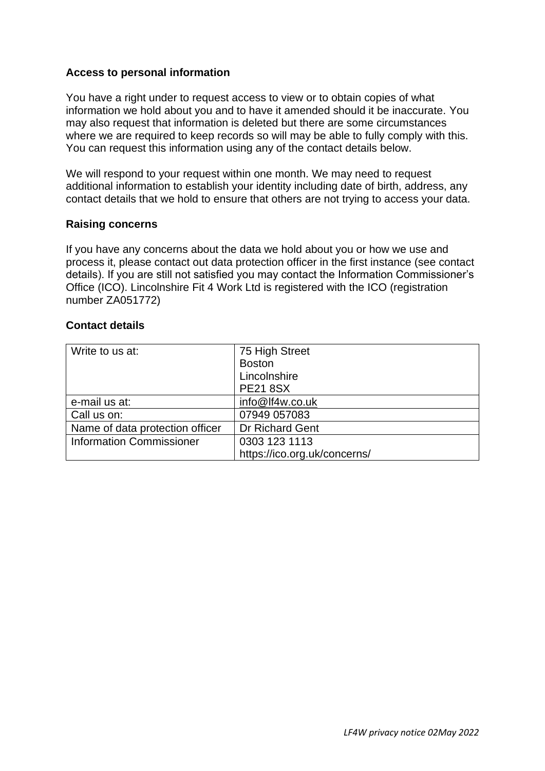**Access to personal information**

You have a right under to request access to view or to obtain copies of what information we hold about you and to have it amended should it be inaccurate. You may also request that information is deleted but there are some circumstances where we are required to keep records so will may be able to fully comply with this. You can request this information using any of the contact details below.

We will respond to your request within one month. We may need to request additional information to establish your identity including date of birth, address, any contact details that we hold to ensure that others are not trying to access your data.

**Raising concerns**

If you have any concerns about the data we hold about you or how we use and process it, please contact out data protection officer in the first instance (see contact details). If you are still not satisfied you may contact the Information Commissioner's Office (ICO). Lincolnshire Fit 4 Work Ltd is registered with the ICO (registration number ZA051772)

**Contact details**

| | |
|---|---|
| Write to us at: | 75 High Street<br>Boston<br>Lincolnshire<br>PE21 8SX |
| e-mail us at: | info@lf4w.co.uk |
| Call us on: | 07949 057083 |
| Name of data protection officer | Dr Richard Gent |
| Information Commissioner | 0303 123 1113<br>https://ico.org.uk/concerns/ |

*LF4W privacy notice 02May 2022*